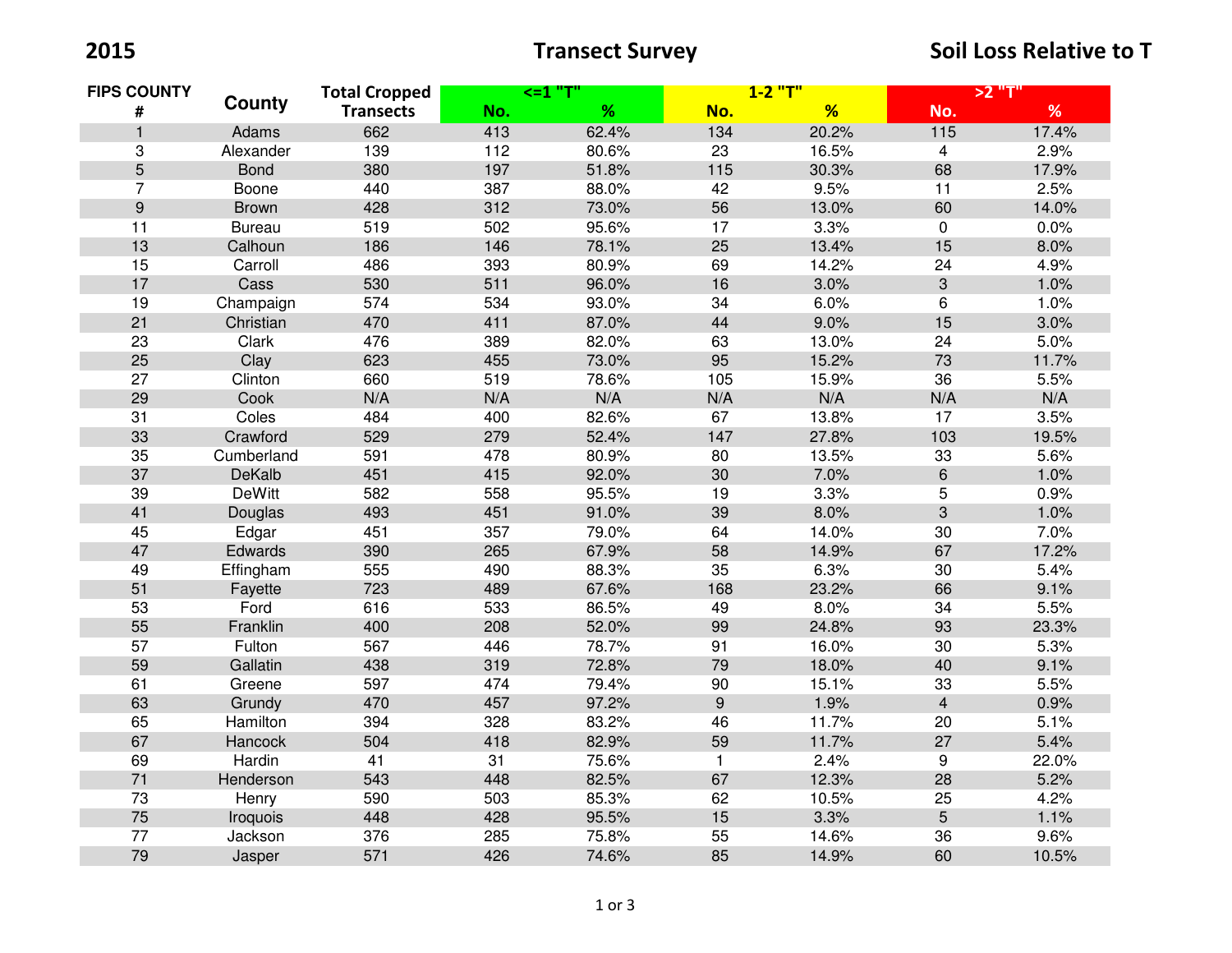**2015** **Transect Survey** **Soil Loss Relative to T**

| FIPS COUNTY # | County | Total Cropped Transects | <=1 "T" | | 1-2 "T" | | >2 "T" | |
|---|---|---|---|---|---|---|---|---|
| | | | No. | % | No. | % | No. | % |
| 1 | Adams | 662 | 413 | 62.4% | 134 | 20.2% | 115 | 17.4% |
| 3 | Alexander | 139 | 112 | 80.6% | 23 | 16.5% | 4 | 2.9% |
| 5 | Bond | 380 | 197 | 51.8% | 115 | 30.3% | 68 | 17.9% |
| 7 | Boone | 440 | 387 | 88.0% | 42 | 9.5% | 11 | 2.5% |
| 9 | Brown | 428 | 312 | 73.0% | 56 | 13.0% | 60 | 14.0% |
| 11 | Bureau | 519 | 502 | 95.6% | 17 | 3.3% | 0 | 0.0% |
| 13 | Calhoun | 186 | 146 | 78.1% | 25 | 13.4% | 15 | 8.0% |
| 15 | Carroll | 486 | 393 | 80.9% | 69 | 14.2% | 24 | 4.9% |
| 17 | Cass | 530 | 511 | 96.0% | 16 | 3.0% | 3 | 1.0% |
| 19 | Champaign | 574 | 534 | 93.0% | 34 | 6.0% | 6 | 1.0% |
| 21 | Christian | 470 | 411 | 87.0% | 44 | 9.0% | 15 | 3.0% |
| 23 | Clark | 476 | 389 | 82.0% | 63 | 13.0% | 24 | 5.0% |
| 25 | Clay | 623 | 455 | 73.0% | 95 | 15.2% | 73 | 11.7% |
| 27 | Clinton | 660 | 519 | 78.6% | 105 | 15.9% | 36 | 5.5% |
| 29 | Cook | N/A | N/A | N/A | N/A | N/A | N/A | N/A |
| 31 | Coles | 484 | 400 | 82.6% | 67 | 13.8% | 17 | 3.5% |
| 33 | Crawford | 529 | 279 | 52.4% | 147 | 27.8% | 103 | 19.5% |
| 35 | Cumberland | 591 | 478 | 80.9% | 80 | 13.5% | 33 | 5.6% |
| 37 | DeKalb | 451 | 415 | 92.0% | 30 | 7.0% | 6 | 1.0% |
| 39 | DeWitt | 582 | 558 | 95.5% | 19 | 3.3% | 5 | 0.9% |
| 41 | Douglas | 493 | 451 | 91.0% | 39 | 8.0% | 3 | 1.0% |
| 45 | Edgar | 451 | 357 | 79.0% | 64 | 14.0% | 30 | 7.0% |
| 47 | Edwards | 390 | 265 | 67.9% | 58 | 14.9% | 67 | 17.2% |
| 49 | Effingham | 555 | 490 | 88.3% | 35 | 6.3% | 30 | 5.4% |
| 51 | Fayette | 723 | 489 | 67.6% | 168 | 23.2% | 66 | 9.1% |
| 53 | Ford | 616 | 533 | 86.5% | 49 | 8.0% | 34 | 5.5% |
| 55 | Franklin | 400 | 208 | 52.0% | 99 | 24.8% | 93 | 23.3% |
| 57 | Fulton | 567 | 446 | 78.7% | 91 | 16.0% | 30 | 5.3% |
| 59 | Gallatin | 438 | 319 | 72.8% | 79 | 18.0% | 40 | 9.1% |
| 61 | Greene | 597 | 474 | 79.4% | 90 | 15.1% | 33 | 5.5% |
| 63 | Grundy | 470 | 457 | 97.2% | 9 | 1.9% | 4 | 0.9% |
| 65 | Hamilton | 394 | 328 | 83.2% | 46 | 11.7% | 20 | 5.1% |
| 67 | Hancock | 504 | 418 | 82.9% | 59 | 11.7% | 27 | 5.4% |
| 69 | Hardin | 41 | 31 | 75.6% | 1 | 2.4% | 9 | 22.0% |
| 71 | Henderson | 543 | 448 | 82.5% | 67 | 12.3% | 28 | 5.2% |
| 73 | Henry | 590 | 503 | 85.3% | 62 | 10.5% | 25 | 4.2% |
| 75 | Iroquois | 448 | 428 | 95.5% | 15 | 3.3% | 5 | 1.1% |
| 77 | Jackson | 376 | 285 | 75.8% | 55 | 14.6% | 36 | 9.6% |
| 79 | Jasper | 571 | 426 | 74.6% | 85 | 14.9% | 60 | 10.5% |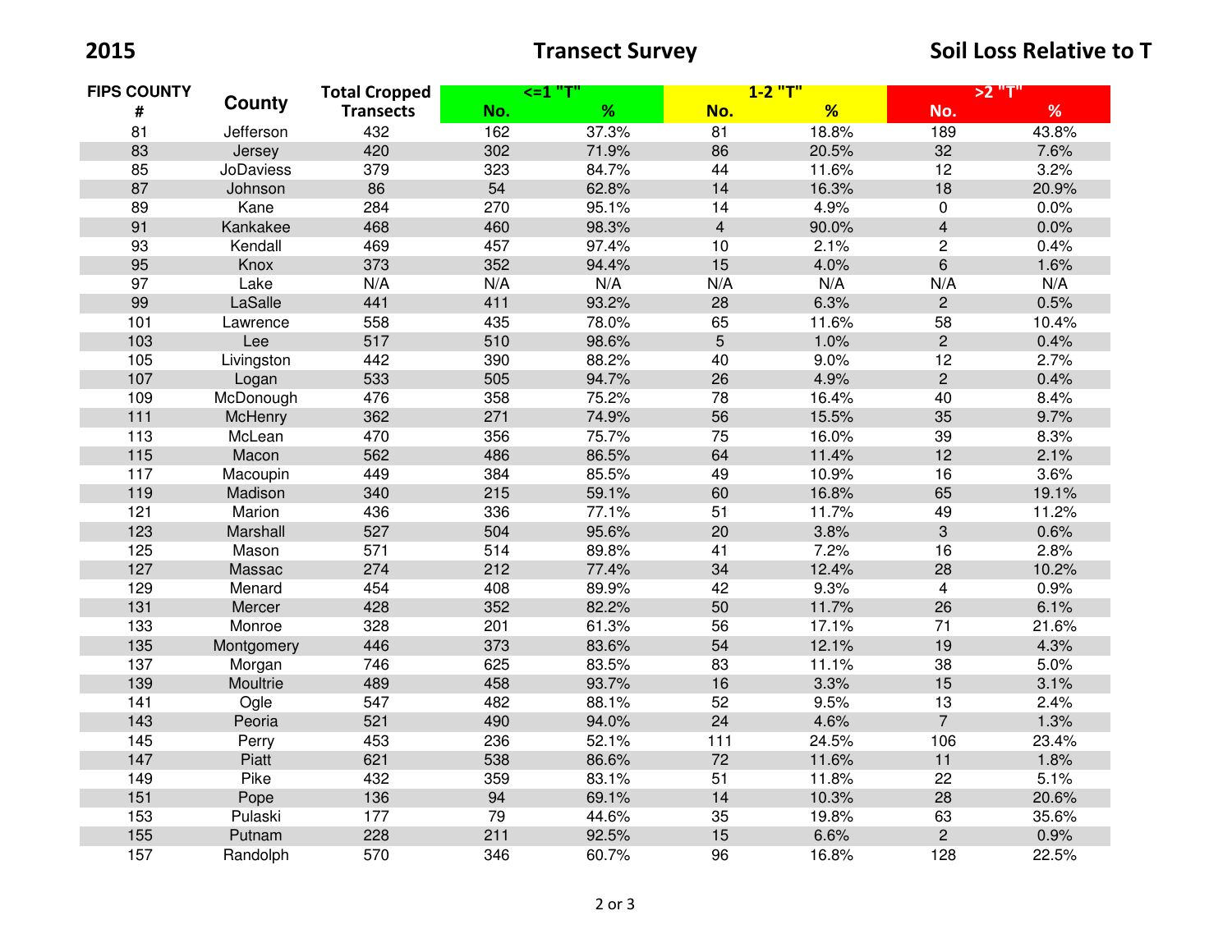**2015** **Transect Survey** **Soil Loss Relative to T**

| FIPS COUNTY # | County | Total Cropped Transects | <=1 "T" | | 1-2 "T" | | >2 "T" | |
|---|---|---|---|---|---|---|---|---|
| | | | No. | % | No. | % | No. | % |
| 81 | Jefferson | 432 | 162 | 37.3% | 81 | 18.8% | 189 | 43.8% |
| 83 | Jersey | 420 | 302 | 71.9% | 86 | 20.5% | 32 | 7.6% |
| 85 | JoDaviess | 379 | 323 | 84.7% | 44 | 11.6% | 12 | 3.2% |
| 87 | Johnson | 86 | 54 | 62.8% | 14 | 16.3% | 18 | 20.9% |
| 89 | Kane | 284 | 270 | 95.1% | 14 | 4.9% | 0 | 0.0% |
| 91 | Kankakee | 468 | 460 | 98.3% | 4 | 90.0% | 4 | 0.0% |
| 93 | Kendall | 469 | 457 | 97.4% | 10 | 2.1% | 2 | 0.4% |
| 95 | Knox | 373 | 352 | 94.4% | 15 | 4.0% | 6 | 1.6% |
| 97 | Lake | N/A | N/A | N/A | N/A | N/A | N/A | N/A |
| 99 | LaSalle | 441 | 411 | 93.2% | 28 | 6.3% | 2 | 0.5% |
| 101 | Lawrence | 558 | 435 | 78.0% | 65 | 11.6% | 58 | 10.4% |
| 103 | Lee | 517 | 510 | 98.6% | 5 | 1.0% | 2 | 0.4% |
| 105 | Livingston | 442 | 390 | 88.2% | 40 | 9.0% | 12 | 2.7% |
| 107 | Logan | 533 | 505 | 94.7% | 26 | 4.9% | 2 | 0.4% |
| 109 | McDonough | 476 | 358 | 75.2% | 78 | 16.4% | 40 | 8.4% |
| 111 | McHenry | 362 | 271 | 74.9% | 56 | 15.5% | 35 | 9.7% |
| 113 | McLean | 470 | 356 | 75.7% | 75 | 16.0% | 39 | 8.3% |
| 115 | Macon | 562 | 486 | 86.5% | 64 | 11.4% | 12 | 2.1% |
| 117 | Macoupin | 449 | 384 | 85.5% | 49 | 10.9% | 16 | 3.6% |
| 119 | Madison | 340 | 215 | 59.1% | 60 | 16.8% | 65 | 19.1% |
| 121 | Marion | 436 | 336 | 77.1% | 51 | 11.7% | 49 | 11.2% |
| 123 | Marshall | 527 | 504 | 95.6% | 20 | 3.8% | 3 | 0.6% |
| 125 | Mason | 571 | 514 | 89.8% | 41 | 7.2% | 16 | 2.8% |
| 127 | Massac | 274 | 212 | 77.4% | 34 | 12.4% | 28 | 10.2% |
| 129 | Menard | 454 | 408 | 89.9% | 42 | 9.3% | 4 | 0.9% |
| 131 | Mercer | 428 | 352 | 82.2% | 50 | 11.7% | 26 | 6.1% |
| 133 | Monroe | 328 | 201 | 61.3% | 56 | 17.1% | 71 | 21.6% |
| 135 | Montgomery | 446 | 373 | 83.6% | 54 | 12.1% | 19 | 4.3% |
| 137 | Morgan | 746 | 625 | 83.5% | 83 | 11.1% | 38 | 5.0% |
| 139 | Moultrie | 489 | 458 | 93.7% | 16 | 3.3% | 15 | 3.1% |
| 141 | Ogle | 547 | 482 | 88.1% | 52 | 9.5% | 13 | 2.4% |
| 143 | Peoria | 521 | 490 | 94.0% | 24 | 4.6% | 7 | 1.3% |
| 145 | Perry | 453 | 236 | 52.1% | 111 | 24.5% | 106 | 23.4% |
| 147 | Piatt | 621 | 538 | 86.6% | 72 | 11.6% | 11 | 1.8% |
| 149 | Pike | 432 | 359 | 83.1% | 51 | 11.8% | 22 | 5.1% |
| 151 | Pope | 136 | 94 | 69.1% | 14 | 10.3% | 28 | 20.6% |
| 153 | Pulaski | 177 | 79 | 44.6% | 35 | 19.8% | 63 | 35.6% |
| 155 | Putnam | 228 | 211 | 92.5% | 15 | 6.6% | 2 | 0.9% |
| 157 | Randolph | 570 | 346 | 60.7% | 96 | 16.8% | 128 | 22.5% |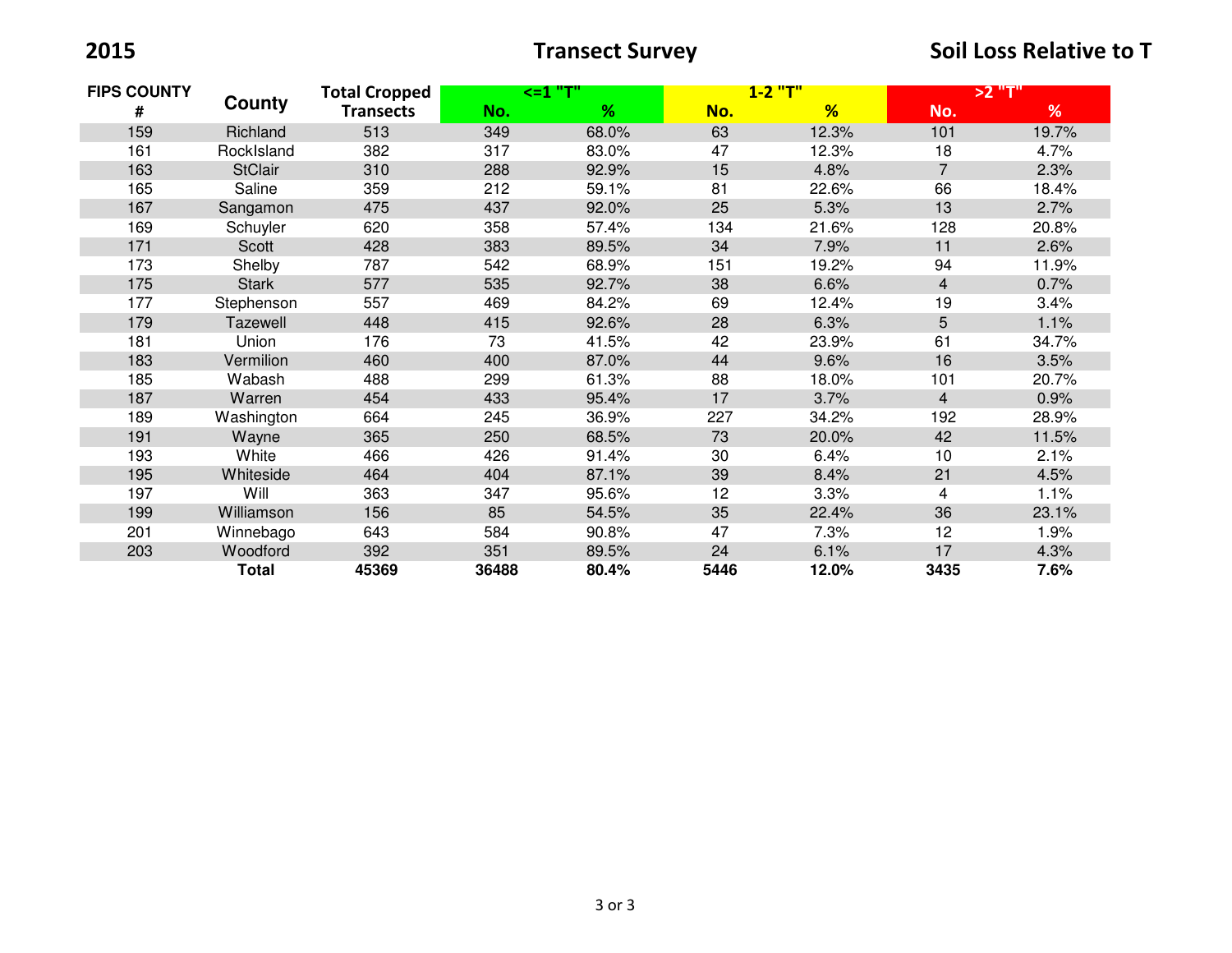**2015** **Transect Survey** **Soil Loss Relative to T**

| FIPS COUNTY # | County | Total Cropped Transects | <=1 "T" | | 1-2 "T" | | >2 "T" | |
|---|---|---|---|---|---|---|---|---|
| | | | No. | % | No. | % | No. | % |
| 159 | Richland | 513 | 349 | 68.0% | 63 | 12.3% | 101 | 19.7% |
| 161 | RockIsland | 382 | 317 | 83.0% | 47 | 12.3% | 18 | 4.7% |
| 163 | StClair | 310 | 288 | 92.9% | 15 | 4.8% | 7 | 2.3% |
| 165 | Saline | 359 | 212 | 59.1% | 81 | 22.6% | 66 | 18.4% |
| 167 | Sangamon | 475 | 437 | 92.0% | 25 | 5.3% | 13 | 2.7% |
| 169 | Schuyler | 620 | 358 | 57.4% | 134 | 21.6% | 128 | 20.8% |
| 171 | Scott | 428 | 383 | 89.5% | 34 | 7.9% | 11 | 2.6% |
| 173 | Shelby | 787 | 542 | 68.9% | 151 | 19.2% | 94 | 11.9% |
| 175 | Stark | 577 | 535 | 92.7% | 38 | 6.6% | 4 | 0.7% |
| 177 | Stephenson | 557 | 469 | 84.2% | 69 | 12.4% | 19 | 3.4% |
| 179 | Tazewell | 448 | 415 | 92.6% | 28 | 6.3% | 5 | 1.1% |
| 181 | Union | 176 | 73 | 41.5% | 42 | 23.9% | 61 | 34.7% |
| 183 | Vermilion | 460 | 400 | 87.0% | 44 | 9.6% | 16 | 3.5% |
| 185 | Wabash | 488 | 299 | 61.3% | 88 | 18.0% | 101 | 20.7% |
| 187 | Warren | 454 | 433 | 95.4% | 17 | 3.7% | 4 | 0.9% |
| 189 | Washington | 664 | 245 | 36.9% | 227 | 34.2% | 192 | 28.9% |
| 191 | Wayne | 365 | 250 | 68.5% | 73 | 20.0% | 42 | 11.5% |
| 193 | White | 466 | 426 | 91.4% | 30 | 6.4% | 10 | 2.1% |
| 195 | Whiteside | 464 | 404 | 87.1% | 39 | 8.4% | 21 | 4.5% |
| 197 | Will | 363 | 347 | 95.6% | 12 | 3.3% | 4 | 1.1% |
| 199 | Williamson | 156 | 85 | 54.5% | 35 | 22.4% | 36 | 23.1% |
| 201 | Winnebago | 643 | 584 | 90.8% | 47 | 7.3% | 12 | 1.9% |
| 203 | Woodford | 392 | 351 | 89.5% | 24 | 6.1% | 17 | 4.3% |
| | **Total** | **45369** | **36488** | **80.4%** | **5446** | **12.0%** | **3435** | **7.6%** |